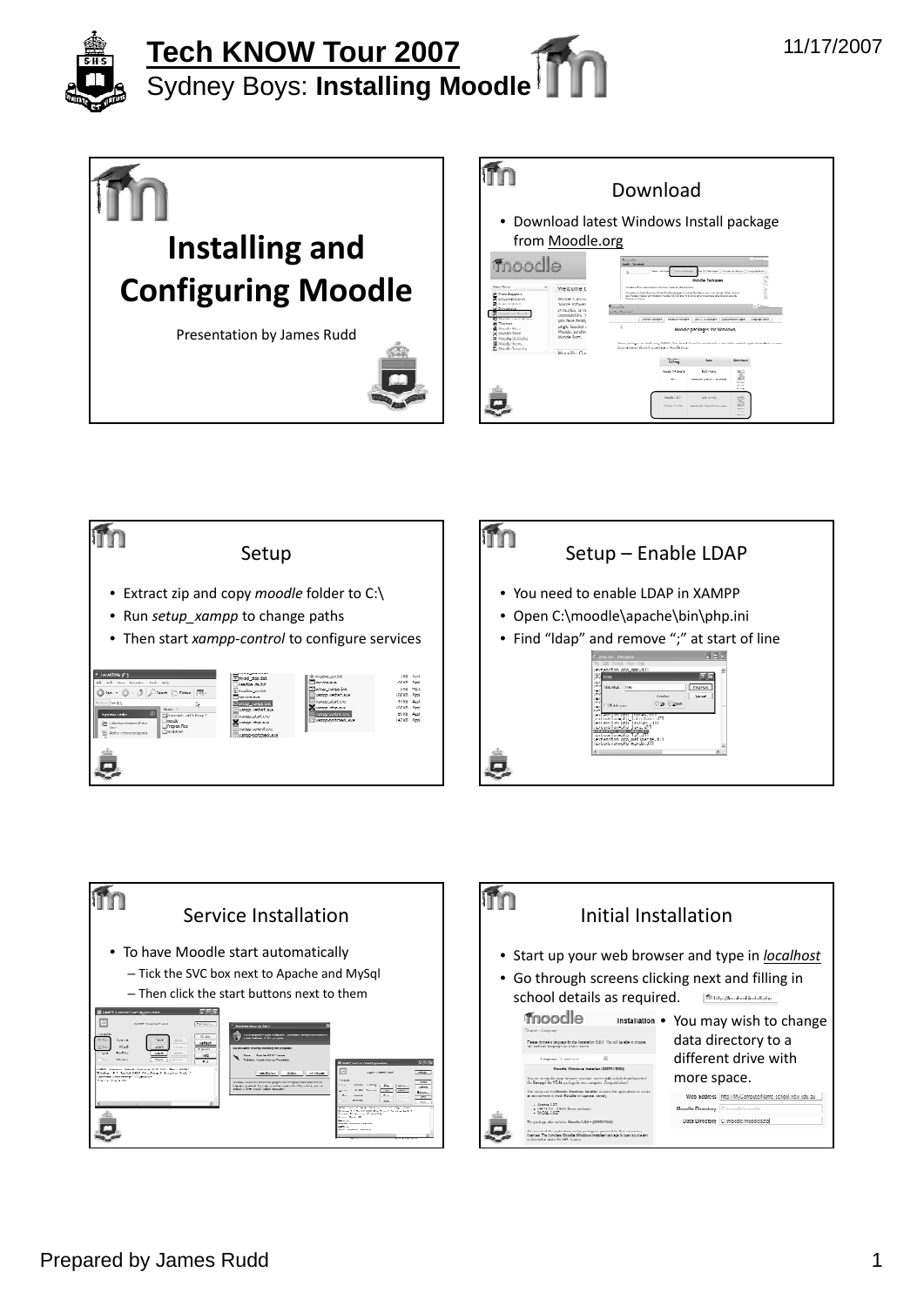# Tech KNOW Tour 2007

## Sydney Boys: **Installing Moodle**

11/17/2007

## Installing and Configuring Moodle

Presentation by James Rudd

## Download

- Download latest Windows Install package from Moodle.org

## Setup

- Extract zip and copy *moodle* folder to C:\
- Run *setup_xampp* to change paths
- Then start *xampp-control* to configure services

## Setup – Enable LDAP

- You need to enable LDAP in XAMPP
- Open C:\moodle\apache\bin\php.ini
- Find "ldap" and remove ";" at start of line

## Service Installation

- To have Moodle start automatically
  - Tick the SVC box next to Apache and MySql
  - Then click the start buttons next to them

## Initial Installation

- Start up your web browser and type in *localhost*
- Go through screens clicking next and filling in school details as required.
- You may wish to change data directory to a different drive with more space.

Prepared by James Rudd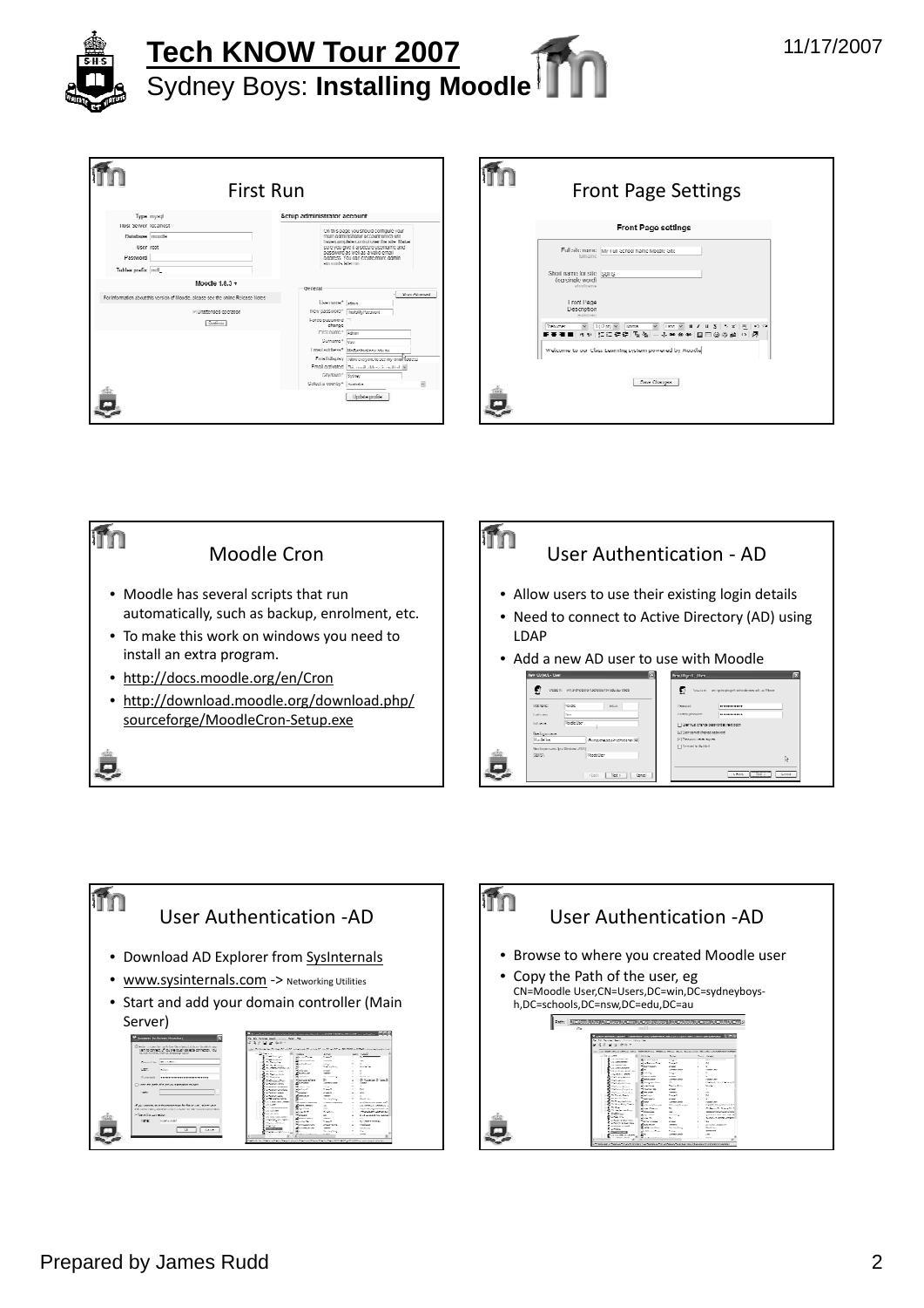## First Run

| | |
|---|---|
| Type | mysql |
| Host Server | localhost |
| Database | moodle |
| User | root |
| Password | |
| Tables prefix | mdl_ |

Moodle 1.8.3 +

For information about this version of Moodle, please see the online Release Notes

Unattended operation

Continue

**Setup administrator account**

On this page you should configure your main administrator account which will have complete control over the site. Make sure you give it a secure username and password as well as a valid email address. You can create more admin accounts later on.

General

Show Advanced

- Username*: admin
- New password*: Unmask
- Force password change
- First name*: Admin
- Surname*: User
- Email address*
- Email display: Allow everyone to see my email address
- Email activated
- City/town*: Sydney
- Select a country*: Australia

Update profile

## Front Page Settings

**Front Page settings**

- Full site name: My Full school name Moodle Site
- Short name for site (eg single word): sbhs
- Front Page Description

Welcome to our Class Learning system powered by Moodle

Save Changes

## Moodle Cron

- Moodle has several scripts that run automatically, such as backup, enrolment, etc.
- To make this work on windows you need to install an extra program.
- http://docs.moodle.org/en/Cron
- http://download.moodle.org/download.php/sourceforge/MoodleCron-Setup.exe

## User Authentication - AD

- Allow users to use their existing login details
- Need to connect to Active Directory (AD) using LDAP
- Add a new AD user to use with Moodle

## User Authentication -AD

- Download AD Explorer from SysInternals
- www.sysinternals.com -> Networking Utilities
- Start and add your domain controller (Main Server)

## User Authentication -AD

- Browse to where you created Moodle user
- Copy the Path of the user, eg
  CN=Moodle User,CN=Users,DC=win,DC=sydneyboys-h,DC=schools,DC=nsw,DC=edu,DC=au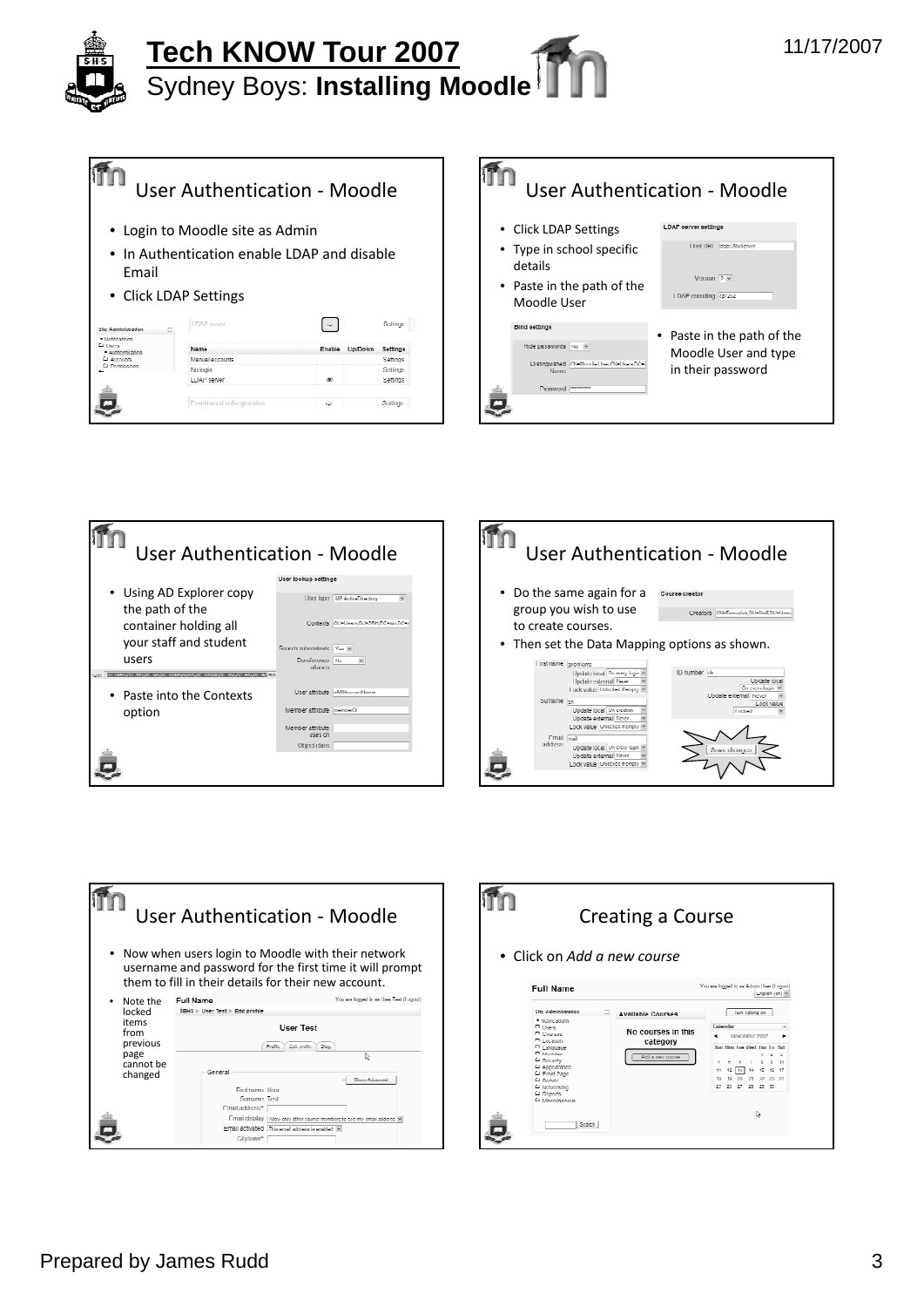# Tech KNOW Tour 2007

Sydney Boys: **Installing Moodle**

11/17/2007

## User Authentication - Moodle

- Login to Moodle site as Admin
- In Authentication enable LDAP and disable Email
- Click LDAP Settings

## User Authentication - Moodle

- Click LDAP Settings
- Type in school specific details
- Paste in the path of the Moodle User
- Paste in the path of the Moodle User and type in their password

## User Authentication - Moodle

- Using AD Explorer copy the path of the container holding all your staff and student users
- Paste into the Contexts option

## User Authentication - Moodle

- Do the same again for a group you wish to use to create courses.
- Then set the Data Mapping options as shown.

## User Authentication - Moodle

- Now when users login to Moodle with their network username and password for the first time it will prompt them to fill in their details for their new account.
- Note the locked items from previous page cannot be changed

## Creating a Course

- Click on *Add a new course*

Prepared by James Rudd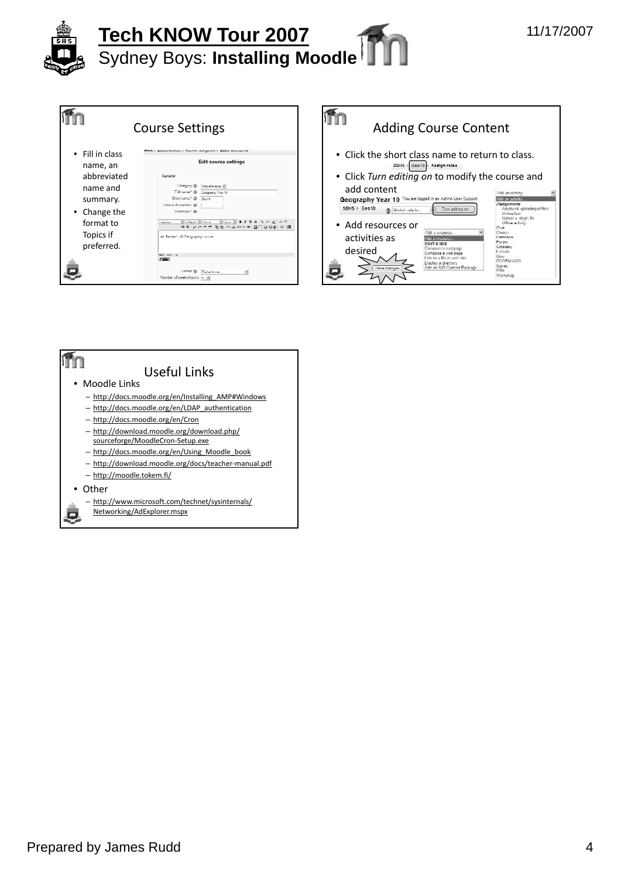# Tech KNOW Tour 2007

Sydney Boys: **Installing Moodle**

11/17/2007

## Course Settings

- Fill in class name, an abbreviated name and summary.
- Change the format to Topics if preferred.

## Adding Course Content

- Click the short class name to return to class.
- Click *Turn editing on* to modify the course and add content
- Add resources or activities as desired

## Useful Links

- Moodle Links
  - http://docs.moodle.org/en/Installing_AMP#Windows
  - http://docs.moodle.org/en/LDAP_authentication
  - http://docs.moodle.org/en/Cron
  - http://download.moodle.org/download.php/sourceforge/MoodleCron-Setup.exe
  - http://docs.moodle.org/en/Using_Moodle_book
  - http://download.moodle.org/docs/teacher-manual.pdf
  - http://moodle.tokem.fi/
- Other
  - http://www.microsoft.com/technet/sysinternals/Networking/AdExplorer.mspx

Prepared by James Rudd